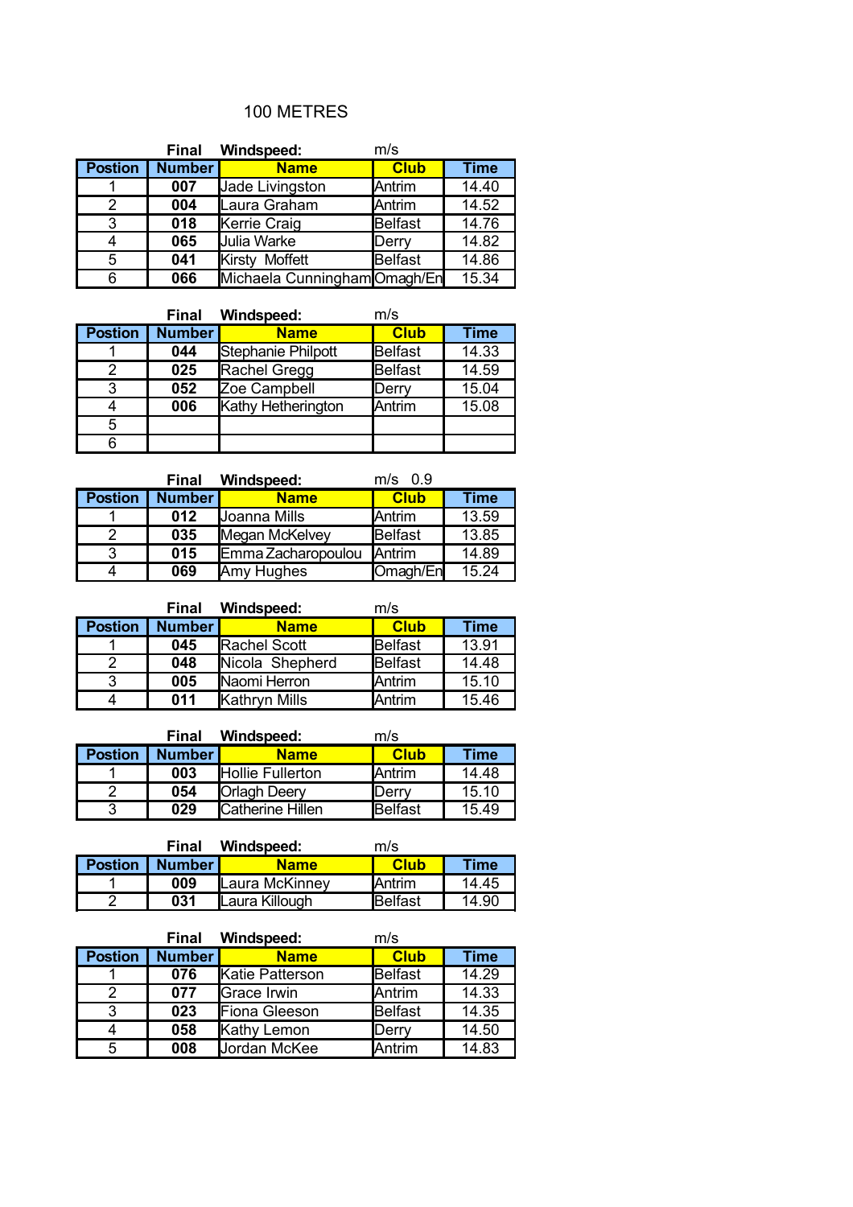# 100 METRES

Final Windspeed: m/s

| Postion | Number | Name | Club | Time |
|---|---|---|---|---|
| 1 | 007 | Jade Livingston | Antrim | 14.40 |
| 2 | 004 | Laura Graham | Antrim | 14.52 |
| 3 | 018 | Kerrie Craig | Belfast | 14.76 |
| 4 | 065 | Julia Warke | Derry | 14.82 |
| 5 | 041 | Kirsty Moffett | Belfast | 14.86 |
| 6 | 066 | Michaela Cunningham | Omagh/En | 15.34 |

Final Windspeed: m/s

| Postion | Number | Name | Club | Time |
|---|---|---|---|---|
| 1 | 044 | Stephanie Philpott | Belfast | 14.33 |
| 2 | 025 | Rachel Gregg | Belfast | 14.59 |
| 3 | 052 | Zoe Campbell | Derry | 15.04 |
| 4 | 006 | Kathy Hetherington | Antrim | 15.08 |
| 5 | | | | |
| 6 | | | | |

Final Windspeed: m/s 0.9

| Postion | Number | Name | Club | Time |
|---|---|---|---|---|
| 1 | 012 | Joanna Mills | Antrim | 13.59 |
| 2 | 035 | Megan McKelvey | Belfast | 13.85 |
| 3 | 015 | Emma Zacharopoulou | Antrim | 14.89 |
| 4 | 069 | Amy Hughes | Omagh/En | 15.24 |

Final Windspeed: m/s

| Postion | Number | Name | Club | Time |
|---|---|---|---|---|
| 1 | 045 | Rachel Scott | Belfast | 13.91 |
| 2 | 048 | Nicola Shepherd | Belfast | 14.48 |
| 3 | 005 | Naomi Herron | Antrim | 15.10 |
| 4 | 011 | Kathryn Mills | Antrim | 15.46 |

Final Windspeed: m/s

| Postion | Number | Name | Club | Time |
|---|---|---|---|---|
| 1 | 003 | Hollie Fullerton | Antrim | 14.48 |
| 2 | 054 | Orlagh Deery | Derry | 15.10 |
| 3 | 029 | Catherine Hillen | Belfast | 15.49 |

Final Windspeed: m/s

| Postion | Number | Name | Club | Time |
|---|---|---|---|---|
| 1 | 009 | Laura McKinney | Antrim | 14.45 |
| 2 | 031 | Laura Killough | Belfast | 14.90 |

Final Windspeed: m/s

| Postion | Number | Name | Club | Time |
|---|---|---|---|---|
| 1 | 076 | Katie Patterson | Belfast | 14.29 |
| 2 | 077 | Grace Irwin | Antrim | 14.33 |
| 3 | 023 | Fiona Gleeson | Belfast | 14.35 |
| 4 | 058 | Kathy Lemon | Derry | 14.50 |
| 5 | 008 | Jordan McKee | Antrim | 14.83 |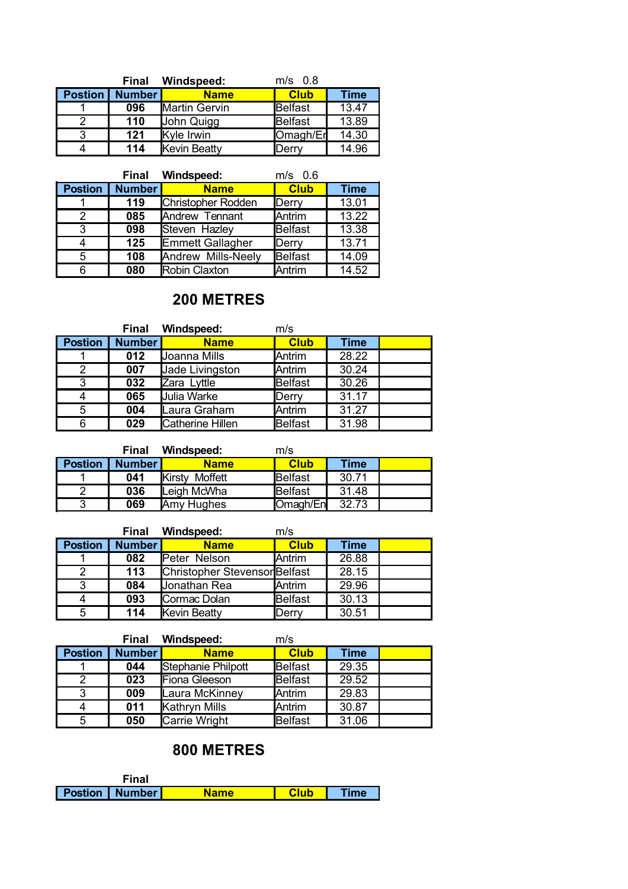Final Windspeed: m/s 0.8

| Postion | Number | Name | Club | Time |
|---|---|---|---|---|
| 1 | 096 | Martin Gervin | Belfast | 13.47 |
| 2 | 110 | John Quigg | Belfast | 13.89 |
| 3 | 121 | Kyle Irwin | Omagh/Er | 14.30 |
| 4 | 114 | Kevin Beatty | Derry | 14.96 |

Final Windspeed: m/s 0.6

| Postion | Number | Name | Club | Time |
|---|---|---|---|---|
| 1 | 119 | Christopher Rodden | Derry | 13.01 |
| 2 | 085 | Andrew Tennant | Antrim | 13.22 |
| 3 | 098 | Steven Hazley | Belfast | 13.38 |
| 4 | 125 | Emmett Gallagher | Derry | 13.71 |
| 5 | 108 | Andrew Mills-Neely | Belfast | 14.09 |
| 6 | 080 | Robin Claxton | Antrim | 14.52 |

## 200 METRES

Final Windspeed: m/s

| Postion | Number | Name | Club | Time | |
|---|---|---|---|---|---|
| 1 | 012 | Joanna Mills | Antrim | 28.22 | |
| 2 | 007 | Jade Livingston | Antrim | 30.24 | |
| 3 | 032 | Zara Lyttle | Belfast | 30.26 | |
| 4 | 065 | Julia Warke | Derry | 31.17 | |
| 5 | 004 | Laura Graham | Antrim | 31.27 | |
| 6 | 029 | Catherine Hillen | Belfast | 31.98 | |

Final Windspeed: m/s

| Postion | Number | Name | Club | Time | |
|---|---|---|---|---|---|
| 1 | 041 | Kirsty Moffett | Belfast | 30.71 | |
| 2 | 036 | Leigh McWha | Belfast | 31.48 | |
| 3 | 069 | Amy Hughes | Omagh/En | 32.73 | |

Final Windspeed: m/s

| Postion | Number | Name | Club | Time | |
|---|---|---|---|---|---|
| 1 | 082 | Peter Nelson | Antrim | 26.88 | |
| 2 | 113 | Christopher Stevenson | Belfast | 28.15 | |
| 3 | 084 | Jonathan Rea | Antrim | 29.96 | |
| 4 | 093 | Cormac Dolan | Belfast | 30.13 | |
| 5 | 114 | Kevin Beatty | Derry | 30.51 | |

Final Windspeed: m/s

| Postion | Number | Name | Club | Time | |
|---|---|---|---|---|---|
| 1 | 044 | Stephanie Philpott | Belfast | 29.35 | |
| 2 | 023 | Fiona Gleeson | Belfast | 29.52 | |
| 3 | 009 | Laura McKinney | Antrim | 29.83 | |
| 4 | 011 | Kathryn Mills | Antrim | 30.87 | |
| 5 | 050 | Carrie Wright | Belfast | 31.06 | |

## 800 METRES

Final

| Postion | Number | Name | Club | Time |
|---|---|---|---|---|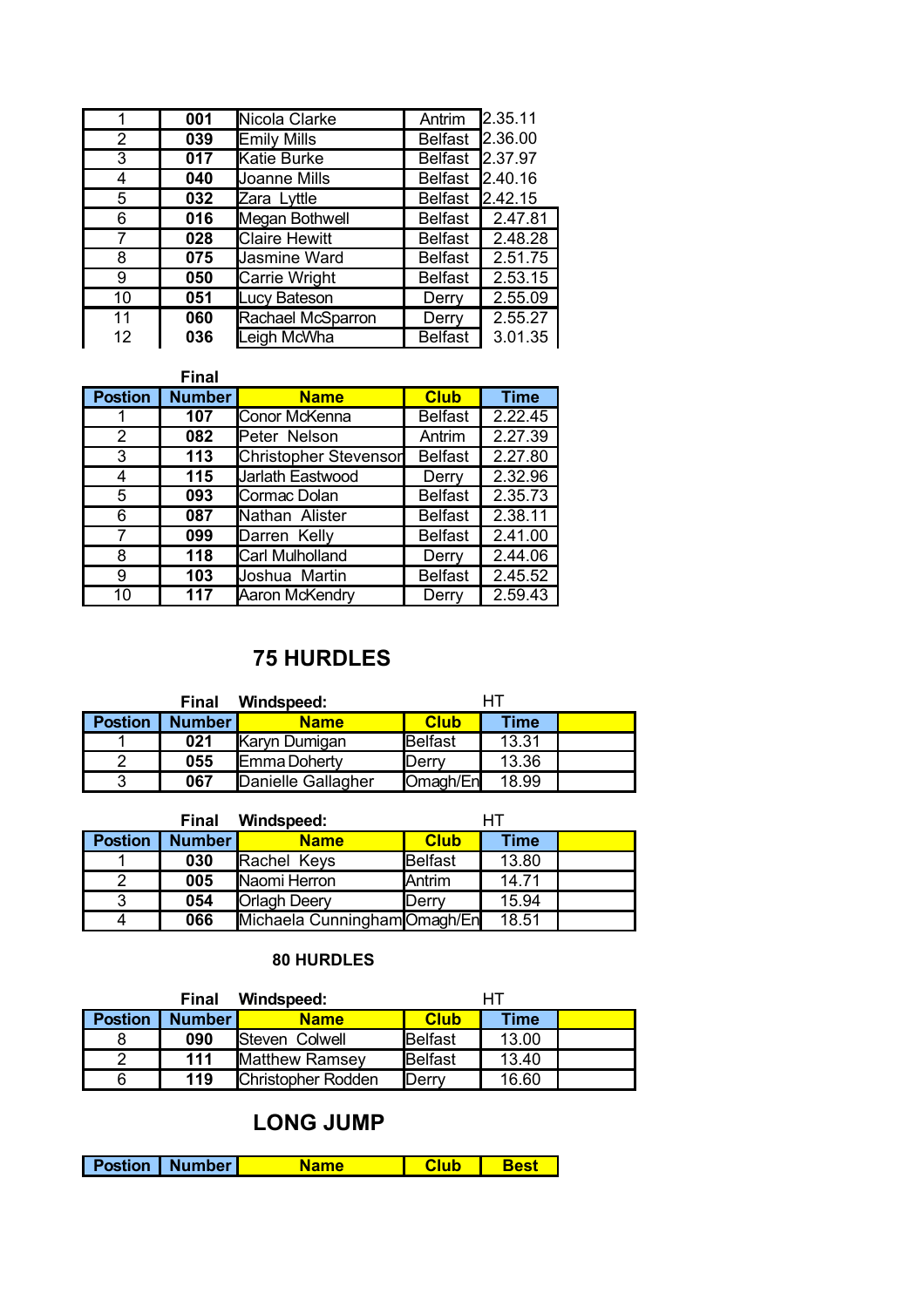| | | | | |
|---|---|---|---|---|
| 1 | 001 | Nicola Clarke | Antrim | 2.35.11 |
| 2 | 039 | Emily Mills | Belfast | 2.36.00 |
| 3 | 017 | Katie Burke | Belfast | 2.37.97 |
| 4 | 040 | Joanne Mills | Belfast | 2.40.16 |
| 5 | 032 | Zara Lyttle | Belfast | 2.42.15 |
| 6 | 016 | Megan Bothwell | Belfast | 2.47.81 |
| 7 | 028 | Claire Hewitt | Belfast | 2.48.28 |
| 8 | 075 | Jasmine Ward | Belfast | 2.51.75 |
| 9 | 050 | Carrie Wright | Belfast | 2.53.15 |
| 10 | 051 | Lucy Bateson | Derry | 2.55.09 |
| 11 | 060 | Rachael McSparron | Derry | 2.55.27 |
| 12 | 036 | Leigh McWha | Belfast | 3.01.35 |

**Final**

| Postion | Number | Name | Club | Time |
|---|---|---|---|---|
| 1 | 107 | Conor McKenna | Belfast | 2.22.45 |
| 2 | 082 | Peter Nelson | Antrim | 2.27.39 |
| 3 | 113 | Christopher Stevenson | Belfast | 2.27.80 |
| 4 | 115 | Jarlath Eastwood | Derry | 2.32.96 |
| 5 | 093 | Cormac Dolan | Belfast | 2.35.73 |
| 6 | 087 | Nathan Alister | Belfast | 2.38.11 |
| 7 | 099 | Darren Kelly | Belfast | 2.41.00 |
| 8 | 118 | Carl Mulholland | Derry | 2.44.06 |
| 9 | 103 | Joshua Martin | Belfast | 2.45.52 |
| 10 | 117 | Aaron McKendry | Derry | 2.59.43 |

## 75 HURDLES

**Final** **Windspeed:** HT

| Postion | Number | Name | Club | Time | |
|---|---|---|---|---|---|
| 1 | 021 | Karyn Dumigan | Belfast | 13.31 | |
| 2 | 055 | Emma Doherty | Derry | 13.36 | |
| 3 | 067 | Danielle Gallagher | Omagh/En | 18.99 | |

**Final** **Windspeed:** HT

| Postion | Number | Name | Club | Time | |
|---|---|---|---|---|---|
| 1 | 030 | Rachel Keys | Belfast | 13.80 | |
| 2 | 005 | Naomi Herron | Antrim | 14.71 | |
| 3 | 054 | Orlagh Deery | Derry | 15.94 | |
| 4 | 066 | Michaela Cunningham | Omagh/En | 18.51 | |

### 80 HURDLES

**Final** **Windspeed:** HT

| Postion | Number | Name | Club | Time | |
|---|---|---|---|---|---|
| 8 | 090 | Steven Colwell | Belfast | 13.00 | |
| 2 | 111 | Matthew Ramsey | Belfast | 13.40 | |
| 6 | 119 | Christopher Rodden | Derry | 16.60 | |

## LONG JUMP

| Postion | Number | Name | Club | Best |
|---|---|---|---|---|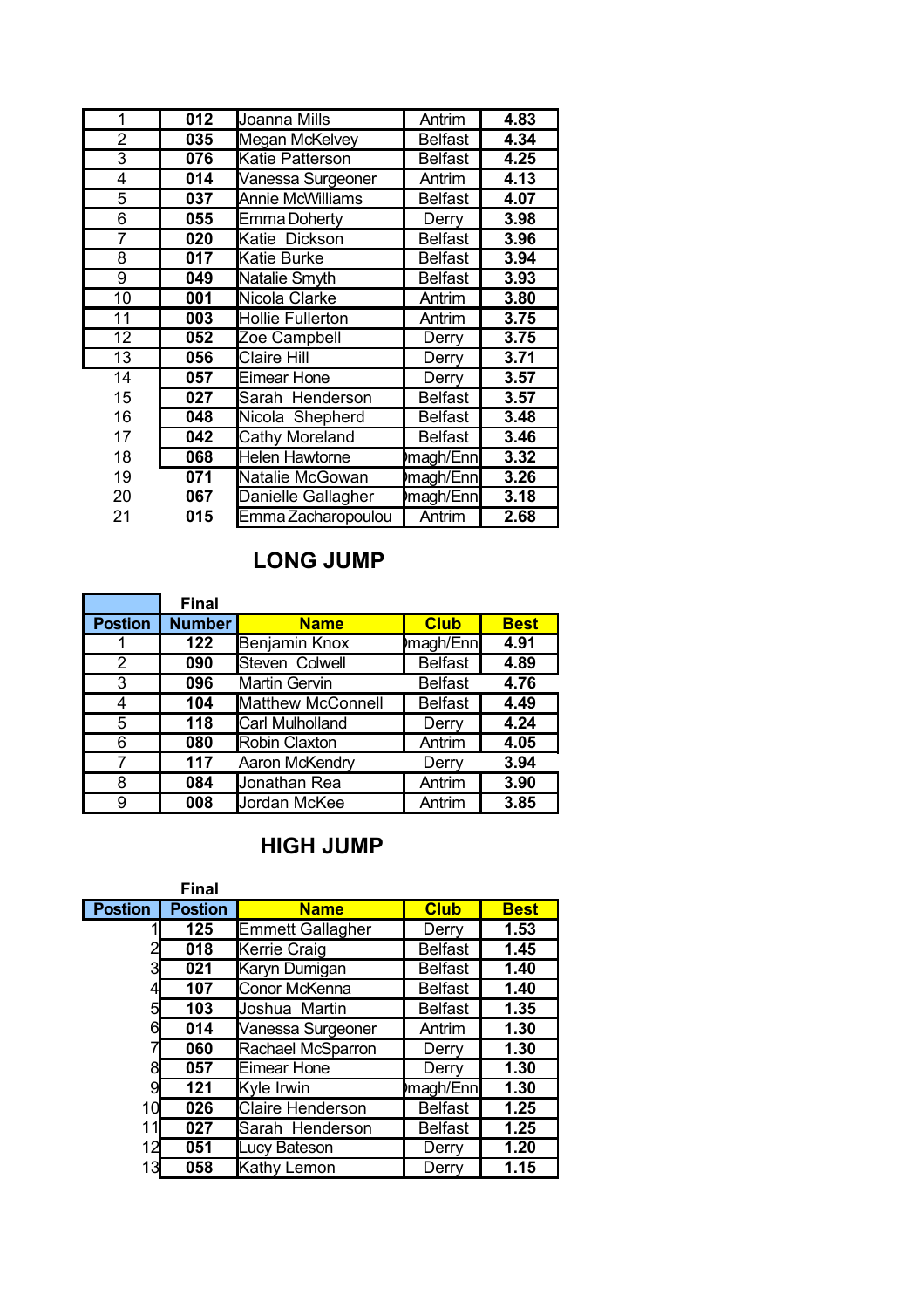| | | | | |
|---|---|---|---|---|
| 1 | 012 | Joanna Mills | Antrim | 4.83 |
| 2 | 035 | Megan McKelvey | Belfast | 4.34 |
| 3 | 076 | Katie Patterson | Belfast | 4.25 |
| 4 | 014 | Vanessa Surgeoner | Antrim | 4.13 |
| 5 | 037 | Annie McWilliams | Belfast | 4.07 |
| 6 | 055 | Emma Doherty | Derry | 3.98 |
| 7 | 020 | Katie Dickson | Belfast | 3.96 |
| 8 | 017 | Katie Burke | Belfast | 3.94 |
| 9 | 049 | Natalie Smyth | Belfast | 3.93 |
| 10 | 001 | Nicola Clarke | Antrim | 3.80 |
| 11 | 003 | Hollie Fullerton | Antrim | 3.75 |
| 12 | 052 | Zoe Campbell | Derry | 3.75 |
| 13 | 056 | Claire Hill | Derry | 3.71 |
| 14 | 057 | Eimear Hone | Derry | 3.57 |
| 15 | 027 | Sarah Henderson | Belfast | 3.57 |
| 16 | 048 | Nicola Shepherd | Belfast | 3.48 |
| 17 | 042 | Cathy Moreland | Belfast | 3.46 |
| 18 | 068 | Helen Hawtorne | magh/Enn | 3.32 |
| 19 | 071 | Natalie McGowan | magh/Enn | 3.26 |
| 20 | 067 | Danielle Gallagher | magh/Enn | 3.18 |
| 21 | 015 | Emma Zacharopoulou | Antrim | 2.68 |

## LONG JUMP

| | Final | | | |
|---|---|---|---|---|
| Postion | Number | Name | Club | Best |
| 1 | 122 | Benjamin Knox | magh/Enn | 4.91 |
| 2 | 090 | Steven Colwell | Belfast | 4.89 |
| 3 | 096 | Martin Gervin | Belfast | 4.76 |
| 4 | 104 | Matthew McConnell | Belfast | 4.49 |
| 5 | 118 | Carl Mulholland | Derry | 4.24 |
| 6 | 080 | Robin Claxton | Antrim | 4.05 |
| 7 | 117 | Aaron McKendry | Derry | 3.94 |
| 8 | 084 | Jonathan Rea | Antrim | 3.90 |
| 9 | 008 | Jordan McKee | Antrim | 3.85 |

## HIGH JUMP

| | Final | | | |
|---|---|---|---|---|
| Postion | Postion | Name | Club | Best |
| 1 | 125 | Emmett Gallagher | Derry | 1.53 |
| 2 | 018 | Kerrie Craig | Belfast | 1.45 |
| 3 | 021 | Karyn Dumigan | Belfast | 1.40 |
| 4 | 107 | Conor McKenna | Belfast | 1.40 |
| 5 | 103 | Joshua Martin | Belfast | 1.35 |
| 6 | 014 | Vanessa Surgeoner | Antrim | 1.30 |
| 7 | 060 | Rachael McSparron | Derry | 1.30 |
| 8 | 057 | Eimear Hone | Derry | 1.30 |
| 9 | 121 | Kyle Irwin | magh/Enn | 1.30 |
| 10 | 026 | Claire Henderson | Belfast | 1.25 |
| 11 | 027 | Sarah Henderson | Belfast | 1.25 |
| 12 | 051 | Lucy Bateson | Derry | 1.20 |
| 13 | 058 | Kathy Lemon | Derry | 1.15 |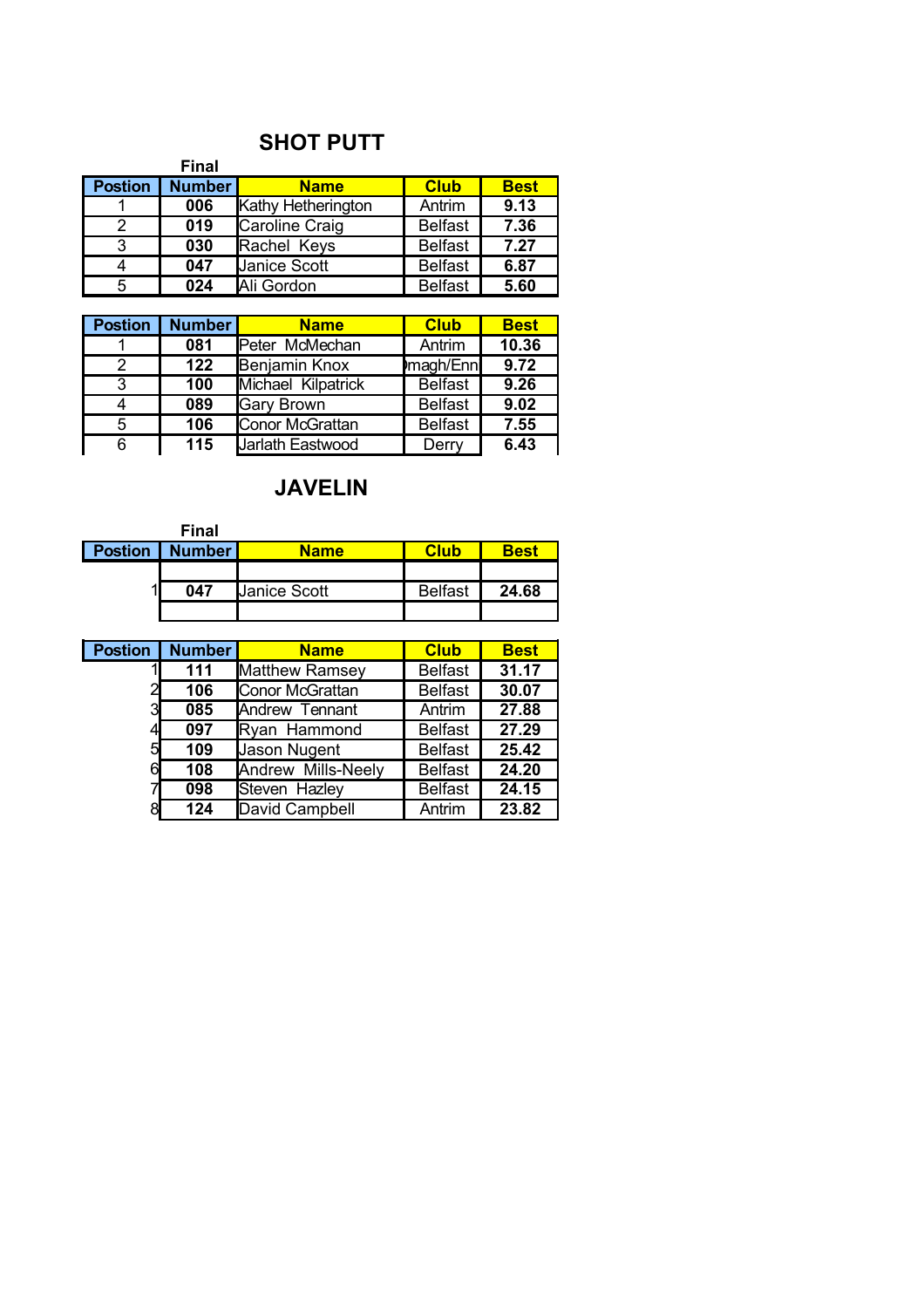# SHOT PUTT

Final

| Postion | Number | Name | Club | Best |
|---|---|---|---|---|
| 1 | 006 | Kathy Hetherington | Antrim | 9.13 |
| 2 | 019 | Caroline Craig | Belfast | 7.36 |
| 3 | 030 | Rachel Keys | Belfast | 7.27 |
| 4 | 047 | Janice Scott | Belfast | 6.87 |
| 5 | 024 | Ali Gordon | Belfast | 5.60 |

| Postion | Number | Name | Club | Best |
|---|---|---|---|---|
| 1 | 081 | Peter McMechan | Antrim | 10.36 |
| 2 | 122 | Benjamin Knox | Omagh/Enn | 9.72 |
| 3 | 100 | Michael Kilpatrick | Belfast | 9.26 |
| 4 | 089 | Gary Brown | Belfast | 9.02 |
| 5 | 106 | Conor McGrattan | Belfast | 7.55 |
| 6 | 115 | Jarlath Eastwood | Derry | 6.43 |

# JAVELIN

Final

| Postion | Number | Name | Club | Best |
|---|---|---|---|---|
| | | | | |
| 1 | 047 | Janice Scott | Belfast | 24.68 |
| | | | | |

| Postion | Number | Name | Club | Best |
|---|---|---|---|---|
| 1 | 111 | Matthew Ramsey | Belfast | 31.17 |
| 2 | 106 | Conor McGrattan | Belfast | 30.07 |
| 3 | 085 | Andrew Tennant | Antrim | 27.88 |
| 4 | 097 | Ryan Hammond | Belfast | 27.29 |
| 5 | 109 | Jason Nugent | Belfast | 25.42 |
| 6 | 108 | Andrew Mills-Neely | Belfast | 24.20 |
| 7 | 098 | Steven Hazley | Belfast | 24.15 |
| 8 | 124 | David Campbell | Antrim | 23.82 |